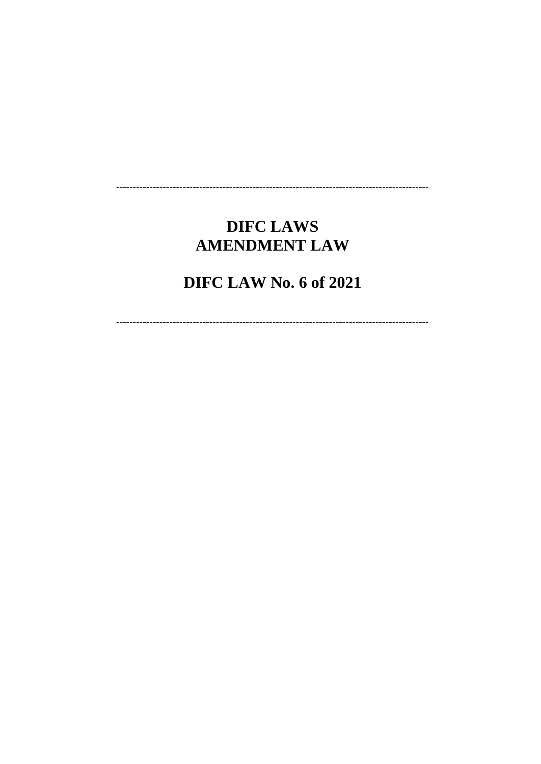---

# DIFC LAWS
# AMENDMENT LAW

# DIFC LAW No. 6 of 2021

---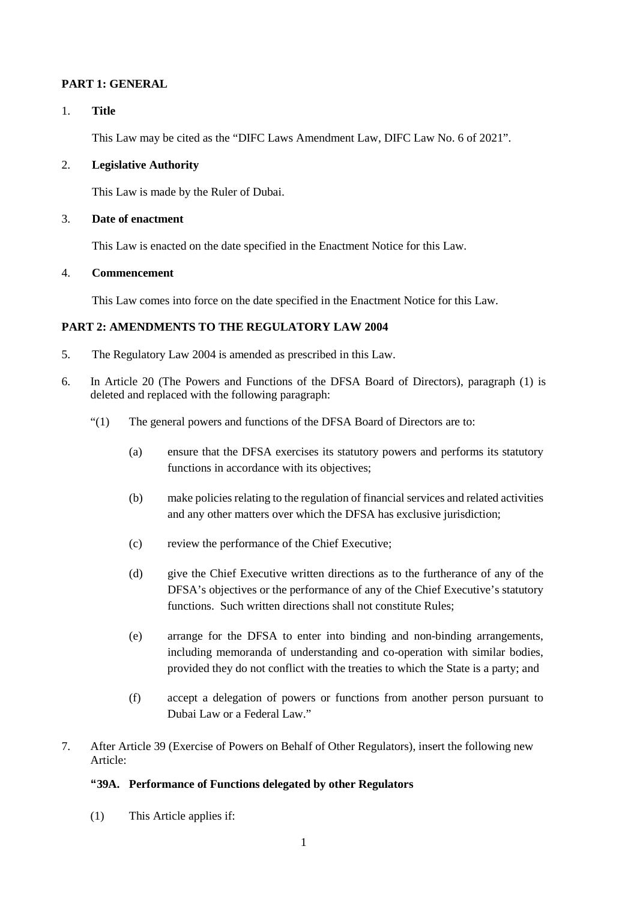## PART 1: GENERAL

1. **Title**

   This Law may be cited as the "DIFC Laws Amendment Law, DIFC Law No. 6 of 2021".

2. **Legislative Authority**

   This Law is made by the Ruler of Dubai.

3. **Date of enactment**

   This Law is enacted on the date specified in the Enactment Notice for this Law.

4. **Commencement**

   This Law comes into force on the date specified in the Enactment Notice for this Law.

## PART 2: AMENDMENTS TO THE REGULATORY LAW 2004

5. The Regulatory Law 2004 is amended as prescribed in this Law.

6. In Article 20 (The Powers and Functions of the DFSA Board of Directors), paragraph (1) is deleted and replaced with the following paragraph:

   "(1) The general powers and functions of the DFSA Board of Directors are to:

   (a) ensure that the DFSA exercises its statutory powers and performs its statutory functions in accordance with its objectives;

   (b) make policies relating to the regulation of financial services and related activities and any other matters over which the DFSA has exclusive jurisdiction;

   (c) review the performance of the Chief Executive;

   (d) give the Chief Executive written directions as to the furtherance of any of the DFSA's objectives or the performance of any of the Chief Executive's statutory functions. Such written directions shall not constitute Rules;

   (e) arrange for the DFSA to enter into binding and non-binding arrangements, including memoranda of understanding and co-operation with similar bodies, provided they do not conflict with the treaties to which the State is a party; and

   (f) accept a delegation of powers or functions from another person pursuant to Dubai Law or a Federal Law."

7. After Article 39 (Exercise of Powers on Behalf of Other Regulators), insert the following new Article:

   **"39A. Performance of Functions delegated by other Regulators**

   (1) This Article applies if: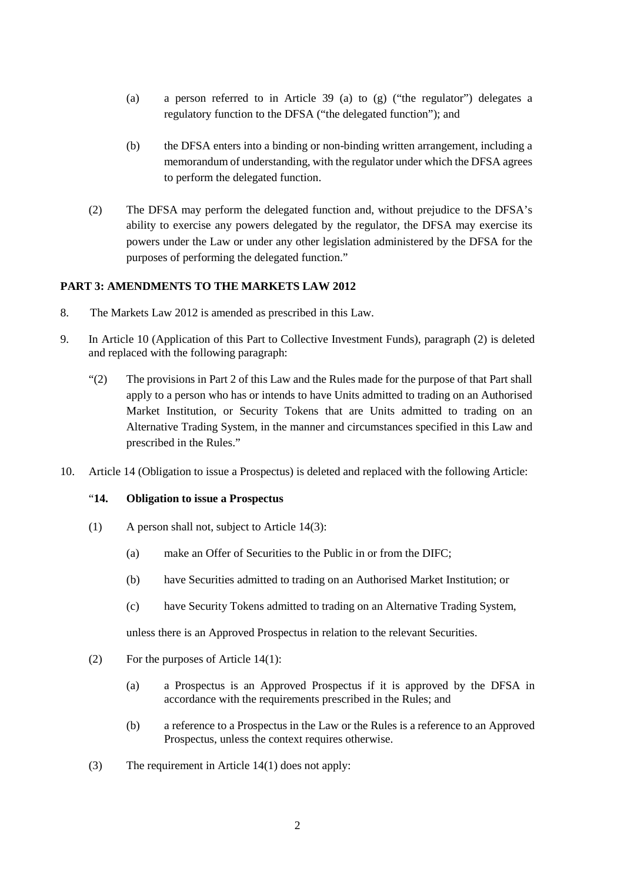(a) a person referred to in Article 39 (a) to (g) ("the regulator") delegates a regulatory function to the DFSA ("the delegated function"); and

(b) the DFSA enters into a binding or non-binding written arrangement, including a memorandum of understanding, with the regulator under which the DFSA agrees to perform the delegated function.

(2) The DFSA may perform the delegated function and, without prejudice to the DFSA's ability to exercise any powers delegated by the regulator, the DFSA may exercise its powers under the Law or under any other legislation administered by the DFSA for the purposes of performing the delegated function."

**PART 3: AMENDMENTS TO THE MARKETS LAW 2012**

8. The Markets Law 2012 is amended as prescribed in this Law.

9. In Article 10 (Application of this Part to Collective Investment Funds), paragraph (2) is deleted and replaced with the following paragraph:

"(2) The provisions in Part 2 of this Law and the Rules made for the purpose of that Part shall apply to a person who has or intends to have Units admitted to trading on an Authorised Market Institution, or Security Tokens that are Units admitted to trading on an Alternative Trading System, in the manner and circumstances specified in this Law and prescribed in the Rules."

10. Article 14 (Obligation to issue a Prospectus) is deleted and replaced with the following Article:

"**14. Obligation to issue a Prospectus**

(1) A person shall not, subject to Article 14(3):

(a) make an Offer of Securities to the Public in or from the DIFC;

(b) have Securities admitted to trading on an Authorised Market Institution; or

(c) have Security Tokens admitted to trading on an Alternative Trading System,

unless there is an Approved Prospectus in relation to the relevant Securities.

(2) For the purposes of Article 14(1):

(a) a Prospectus is an Approved Prospectus if it is approved by the DFSA in accordance with the requirements prescribed in the Rules; and

(b) a reference to a Prospectus in the Law or the Rules is a reference to an Approved Prospectus, unless the context requires otherwise.

(3) The requirement in Article 14(1) does not apply: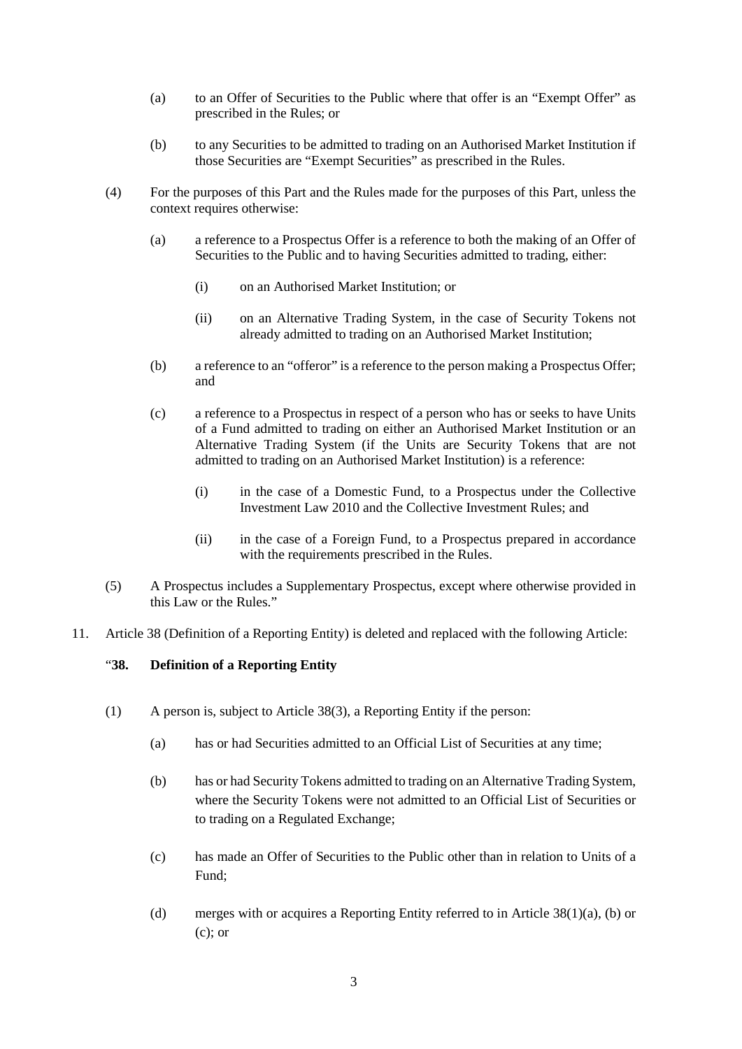(a) to an Offer of Securities to the Public where that offer is an "Exempt Offer" as prescribed in the Rules; or

(b) to any Securities to be admitted to trading on an Authorised Market Institution if those Securities are "Exempt Securities" as prescribed in the Rules.

(4) For the purposes of this Part and the Rules made for the purposes of this Part, unless the context requires otherwise:

(a) a reference to a Prospectus Offer is a reference to both the making of an Offer of Securities to the Public and to having Securities admitted to trading, either:

(i) on an Authorised Market Institution; or

(ii) on an Alternative Trading System, in the case of Security Tokens not already admitted to trading on an Authorised Market Institution;

(b) a reference to an "offeror" is a reference to the person making a Prospectus Offer; and

(c) a reference to a Prospectus in respect of a person who has or seeks to have Units of a Fund admitted to trading on either an Authorised Market Institution or an Alternative Trading System (if the Units are Security Tokens that are not admitted to trading on an Authorised Market Institution) is a reference:

(i) in the case of a Domestic Fund, to a Prospectus under the Collective Investment Law 2010 and the Collective Investment Rules; and

(ii) in the case of a Foreign Fund, to a Prospectus prepared in accordance with the requirements prescribed in the Rules.

(5) A Prospectus includes a Supplementary Prospectus, except where otherwise provided in this Law or the Rules."

11. Article 38 (Definition of a Reporting Entity) is deleted and replaced with the following Article:

"**38. Definition of a Reporting Entity**

(1) A person is, subject to Article 38(3), a Reporting Entity if the person:

(a) has or had Securities admitted to an Official List of Securities at any time;

(b) has or had Security Tokens admitted to trading on an Alternative Trading System, where the Security Tokens were not admitted to an Official List of Securities or to trading on a Regulated Exchange;

(c) has made an Offer of Securities to the Public other than in relation to Units of a Fund;

(d) merges with or acquires a Reporting Entity referred to in Article 38(1)(a), (b) or (c); or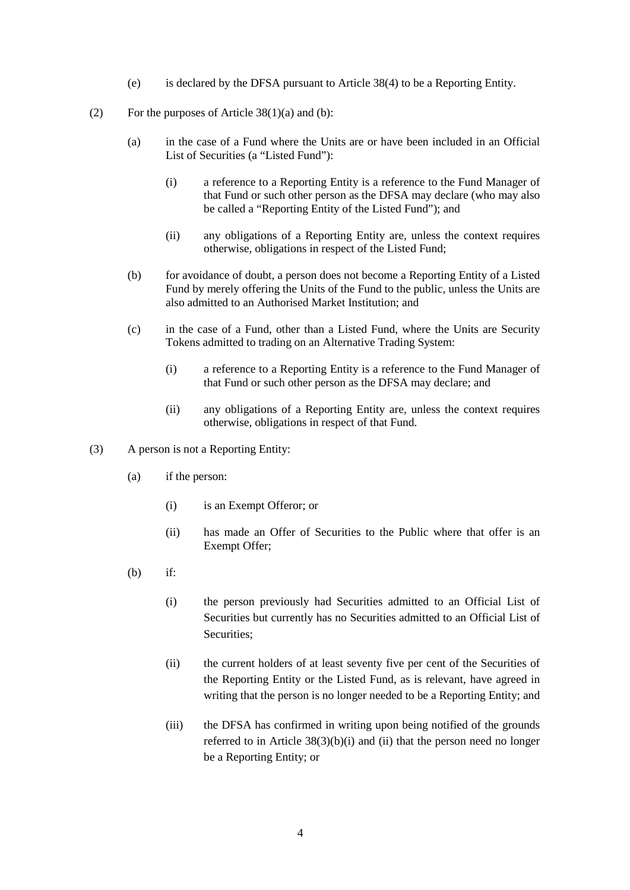(e) is declared by the DFSA pursuant to Article 38(4) to be a Reporting Entity.

(2) For the purposes of Article 38(1)(a) and (b):

(a) in the case of a Fund where the Units are or have been included in an Official List of Securities (a "Listed Fund"):

(i) a reference to a Reporting Entity is a reference to the Fund Manager of that Fund or such other person as the DFSA may declare (who may also be called a "Reporting Entity of the Listed Fund"); and

(ii) any obligations of a Reporting Entity are, unless the context requires otherwise, obligations in respect of the Listed Fund;

(b) for avoidance of doubt, a person does not become a Reporting Entity of a Listed Fund by merely offering the Units of the Fund to the public, unless the Units are also admitted to an Authorised Market Institution; and

(c) in the case of a Fund, other than a Listed Fund, where the Units are Security Tokens admitted to trading on an Alternative Trading System:

(i) a reference to a Reporting Entity is a reference to the Fund Manager of that Fund or such other person as the DFSA may declare; and

(ii) any obligations of a Reporting Entity are, unless the context requires otherwise, obligations in respect of that Fund.

(3) A person is not a Reporting Entity:

(a) if the person:

(i) is an Exempt Offeror; or

(ii) has made an Offer of Securities to the Public where that offer is an Exempt Offer;

(b) if:

(i) the person previously had Securities admitted to an Official List of Securities but currently has no Securities admitted to an Official List of Securities;

(ii) the current holders of at least seventy five per cent of the Securities of the Reporting Entity or the Listed Fund, as is relevant, have agreed in writing that the person is no longer needed to be a Reporting Entity; and

(iii) the DFSA has confirmed in writing upon being notified of the grounds referred to in Article 38(3)(b)(i) and (ii) that the person need no longer be a Reporting Entity; or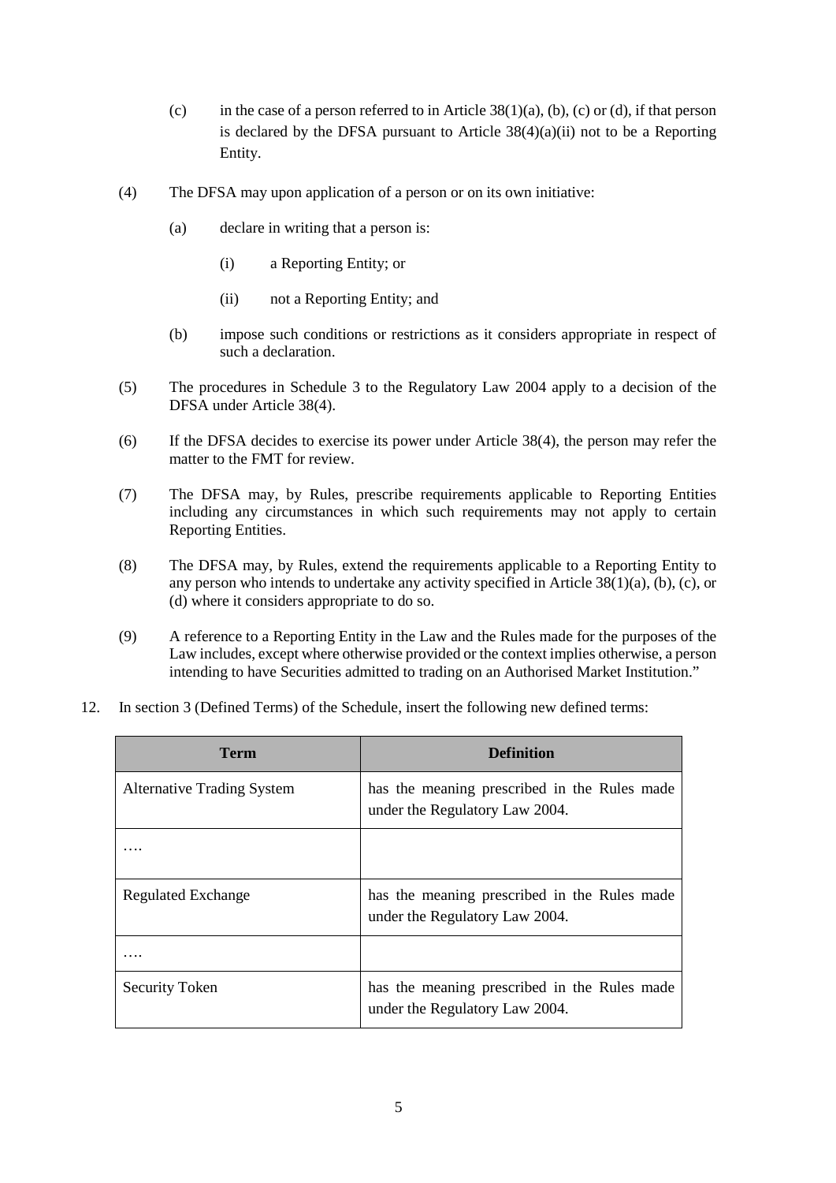(c) in the case of a person referred to in Article 38(1)(a), (b), (c) or (d), if that person is declared by the DFSA pursuant to Article 38(4)(a)(ii) not to be a Reporting Entity.

(4) The DFSA may upon application of a person or on its own initiative:

(a) declare in writing that a person is:

(i) a Reporting Entity; or

(ii) not a Reporting Entity; and

(b) impose such conditions or restrictions as it considers appropriate in respect of such a declaration.

(5) The procedures in Schedule 3 to the Regulatory Law 2004 apply to a decision of the DFSA under Article 38(4).

(6) If the DFSA decides to exercise its power under Article 38(4), the person may refer the matter to the FMT for review.

(7) The DFSA may, by Rules, prescribe requirements applicable to Reporting Entities including any circumstances in which such requirements may not apply to certain Reporting Entities.

(8) The DFSA may, by Rules, extend the requirements applicable to a Reporting Entity to any person who intends to undertake any activity specified in Article 38(1)(a), (b), (c), or (d) where it considers appropriate to do so.

(9) A reference to a Reporting Entity in the Law and the Rules made for the purposes of the Law includes, except where otherwise provided or the context implies otherwise, a person intending to have Securities admitted to trading on an Authorised Market Institution."

12. In section 3 (Defined Terms) of the Schedule, insert the following new defined terms:

| Term | Definition |
|---|---|
| Alternative Trading System | has the meaning prescribed in the Rules made under the Regulatory Law 2004. |
| …. | |
| Regulated Exchange | has the meaning prescribed in the Rules made under the Regulatory Law 2004. |
| …. | |
| Security Token | has the meaning prescribed in the Rules made under the Regulatory Law 2004. |